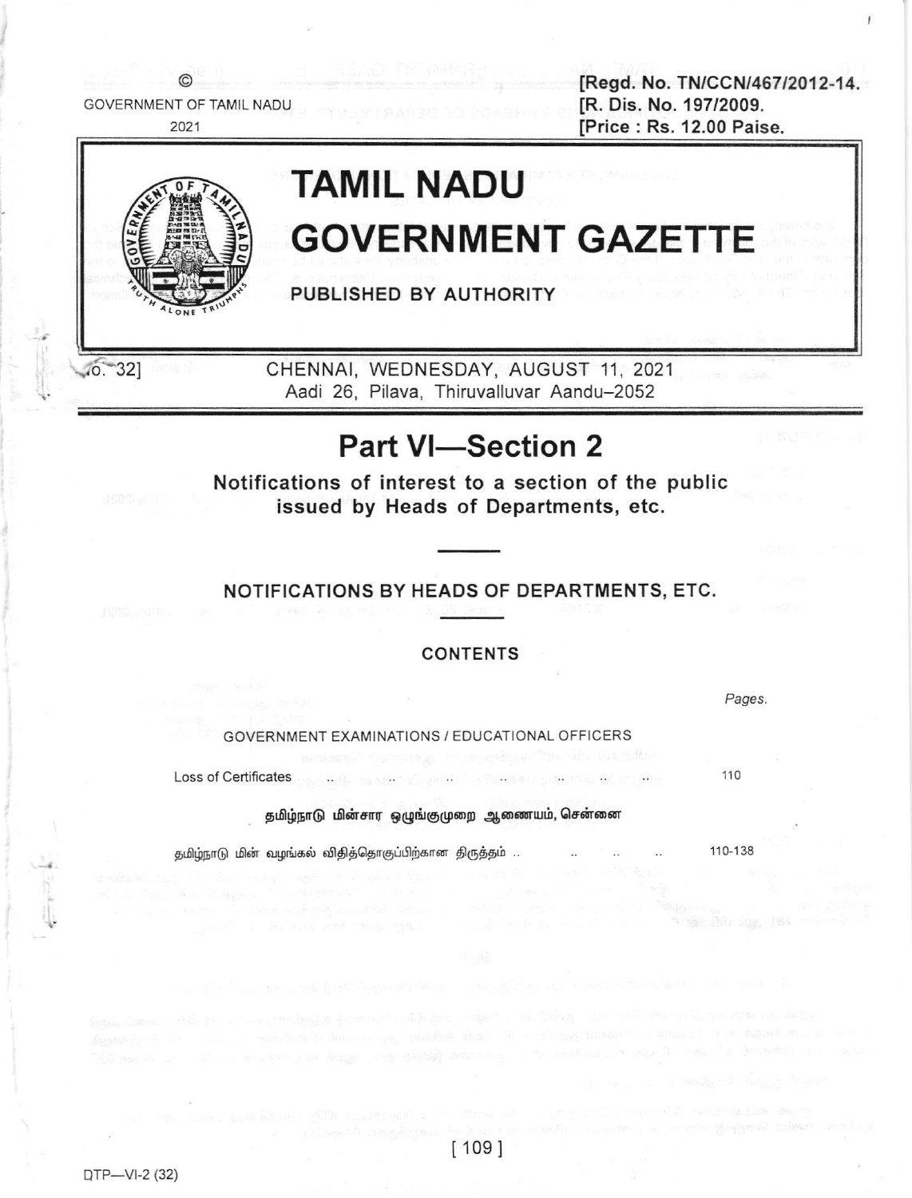© GOVERNMENT OF TAMIL NADU 2021

[Regd. No. TN/CCN/467/2012-14.
[R. Dis. No. 197/2009.
[Price : Rs. 12.00 Paise.

# TAMIL NADU GOVERNMENT GAZETTE

PUBLISHED BY AUTHORITY

No. 32] CHENNAI, WEDNESDAY, AUGUST 11, 2021
Aadi 26, Pilava, Thiruvalluvar Aandu–2052

# Part VI—Section 2

**Notifications of interest to a section of the public issued by Heads of Departments, etc.**

## NOTIFICATIONS BY HEADS OF DEPARTMENTS, ETC.

### CONTENTS

| | Pages. |
|---|---|
| GOVERNMENT EXAMINATIONS / EDUCATIONAL OFFICERS | |
| Loss of Certificates .. .. .. .. .. .. .. | 110 |
| தமிழ்நாடு மின்சார ஒழுங்குமுறை ஆணையம், சென்னை | |
| தமிழ்நாடு மின் வழங்கல் விதித்தொகுப்பிற்கான திருத்தம் .. .. .. .. | 110-138 |

DTP—VI-2 (32)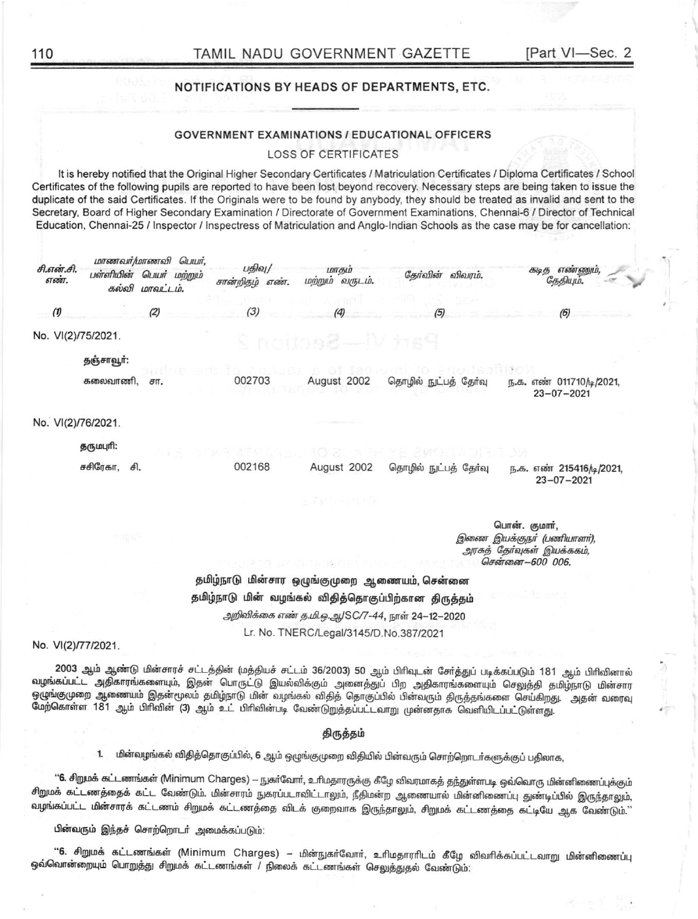## NOTIFICATIONS BY HEADS OF DEPARTMENTS, ETC.

### GOVERNMENT EXAMINATIONS / EDUCATIONAL OFFICERS

LOSS OF CERTIFICATES

It is hereby notified that the Original Higher Secondary Certificates / Matriculation Certificates / Diploma Certificates / School Certificates of the following pupils are reported to have been lost beyond recovery. Necessary steps are being taken to issue the duplicate of the said Certificates. If the Originals were to be found by anybody, they should be treated as invalid and sent to the Secretary, Board of Higher Secondary Examination / Directorate of Government Examinations, Chennai-6 / Director of Technical Education, Chennai-25 / Inspector / Inspectress of Matriculation and Anglo-Indian Schools as the case may be for cancellation:

| சி.என்.சி. எண். | மாணவர்/மாணவி பெயர், பள்ளியின் பெயர் மற்றும் கல்வி மாவட்டம். | பதிவு/ சான்றிதழ் எண். | மாதம் மற்றும் வருடம். | தேர்வின் விவரம். | கடித எண்ணும், தேதியும். |
|---|---|---|---|---|---|
| (1) | (2) | (3) | (4) | (5) | (6) |
| No. VI(2)/75/2021. | தஞ்சாவூர்: | | | | |
| | கலைவாணி, சா. | 002703 | August 2002 | தொழில் நுட்பத் தேர்வு | ந.க. எண் 011710/டி/2021, 23–07–2021 |
| No. VI(2)/76/2021. | தருமபுரி: | | | | |
| | சசிரேகா, சி. | 002168 | August 2002 | தொழில் நுட்பத் தேர்வு | ந.க. எண் 215416/டி/2021, 23–07–2021 |

பொன். குமார்,
*இணை இயக்குநர் (பணியாளர்),*
*அரசுத் தேர்வுகள் இயக்ககம்,*
*சென்னை–600 006.*

### தமிழ்நாடு மின்சார ஒழுங்குமுறை ஆணையம், சென்னை

### தமிழ்நாடு மின் வழங்கல் விதித்தொகுப்பிற்கான திருத்தம்

*அறிவிக்கை எண் த.மி.ஒ.ஆ/SC/7-44, நாள் 24–12–2020*

Lr. No. TNERC/Legal/3145/D.No.387/2021

No. VI(2)/77/2021.

**2003** ஆம் ஆண்டு மின்சாரச் சட்டத்தின் (மத்தியச் சட்டம் 36/2003) 50 ஆம் பிரிவுடன் சேர்த்துப் படிக்கப்படும் 181 ஆம் பிரிவினால் வழங்கப்பட்ட அதிகாரங்களையும், இதன் பொருட்டு இயல்விக்கும் அனைத்துப் பிற அதிகாரங்களையும் செலுத்தி தமிழ்நாடு மின்சார ஒழுங்குமுறை ஆணையம் இதன்மூலம் தமிழ்நாடு மின் வழங்கல் விதித் தொகுப்பில் பின்வரும் திருத்தங்களை செய்கிறது. அதன் வரைவு மேற்கொள்ள 181 ஆம் பிரிவின் (3) ஆம் உட் பிரிவின்படி வேண்டுறுத்தப்பட்டவாறு முன்னதாக வெளியிடப்பட்டுள்ளது.

**திருத்தம்**

1. மின்வழங்கல் விதித்தொகுப்பில், 6 ஆம் ஒழுங்குமுறை விதியில் பின்வரும் சொற்றொடர்களுக்குப் பதிலாக,

"**6. சிறுமக் கட்டணங்கள் (Minimum Charges)** – நுகர்வோர், உரிமதாரருக்கு கீழே விவரமாகத் தந்துள்ளபடி ஒவ்வொரு மின்னிணைப்புக்கும் சிறுமக் கட்டணத்தைக் கட்ட வேண்டும். மின்சாரம் நுகரப்படாவிட்டாலும், நீதிமன்ற ஆணையால் மின்னிணைப்பு துண்டிப்பில் இருந்தாலும், வழங்கப்பட்ட மின்சாரக் கட்டணம் சிறுமக் கட்டணத்தை விடக் குறைவாக இருந்தாலும், சிறுமக் கட்டணத்தை கட்டியே ஆக வேண்டும்."

பின்வரும் இந்தச் சொற்றொடர் அமைக்கப்படும்:

"**6. சிறுமக் கட்டணங்கள் (Minimum Charges)** – மின்நுகர்வோர், உரிமதாரரிடம் கீழே விவரிக்கப்பட்டவாறு மின்னிணைப்பு ஒவ்வொன்றையும் பொறுத்து சிறுமக் கட்டணங்கள் / நிலைக் கட்டணங்கள் செலுத்துதல் வேண்டும்: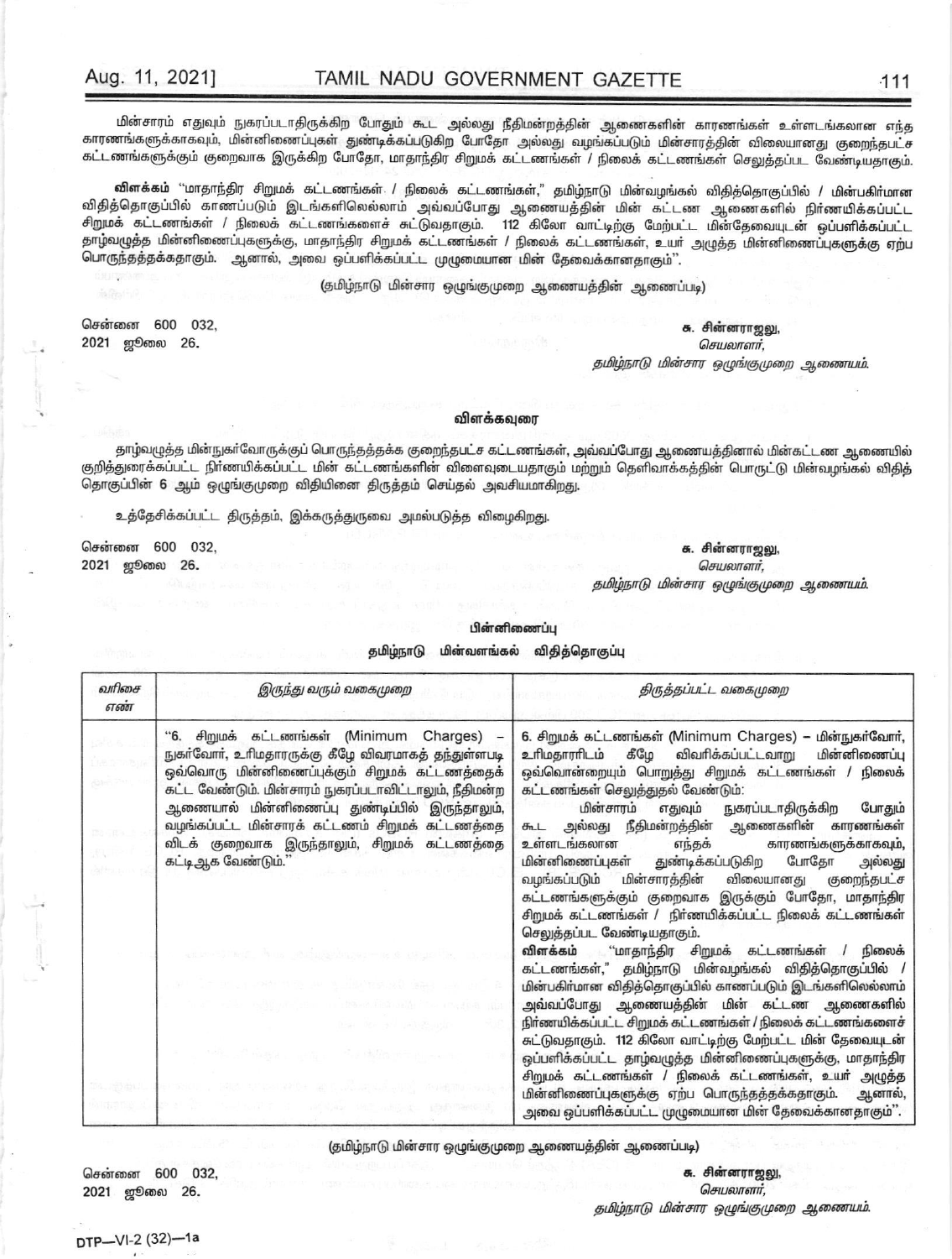மின்சாரம் எதுவும் நுகரப்படாதிருக்கிற போதும் கூட அல்லது நீதிமன்றத்தின் ஆணைகளின் காரணங்கள் உள்ளடங்கலான எந்த காரணங்களுக்காகவும், மின்னிணைப்புகள் துண்டிக்கப்படுகிற போதோ அல்லது வழங்கப்படும் மின்சாரத்தின் விலையானது குறைந்தபட்ச கட்டணங்களுக்கும் குறைவாக இருக்கிற போதோ, மாதாந்திர சிறுமக் கட்டணங்கள் / நிலைக் கட்டணங்கள் செலுத்தப்பட வேண்டியதாகும்.

**விளக்கம்** "மாதாந்திர சிறுமக் கட்டணங்கள் / நிலைக் கட்டணங்கள்," தமிழ்நாடு மின்வழங்கல் விதித்தொகுப்பில் / மின்பகிர்மான விதித்தொகுப்பில் காணப்படும் இடங்களிலெல்லாம் அவ்வப்போது ஆணையத்தின் மின் கட்டண ஆணைகளில் நிர்ணயிக்கப்பட்ட சிறுமக் கட்டணங்கள் / நிலைக் கட்டணங்களைச் சுட்டுவதாகும். 112 கிலோ வாட்டிற்கு மேற்பட்ட மின்தேவையுடன் ஒப்பளிக்கப்பட்ட தாழ்வழுத்த மின்னிணைப்புகளுக்கு, மாதாந்திர சிறுமக் கட்டணங்கள் / நிலைக் கட்டணங்கள், உயர் அழுத்த மின்னிணைப்புகளுக்கு ஏற்ப பொருந்தத்தக்கதாகும். ஆனால், அவை ஒப்பளிக்கப்பட்ட முழுமையான மின் தேவைக்கானதாகும்".

(தமிழ்நாடு மின்சார ஒழுங்குமுறை ஆணையத்தின் ஆணைப்படி)

சென்னை 600 032,
2021 ஜூலை 26.

**சு. சின்னராஜலு,**
*செயலாளர்,*
*தமிழ்நாடு மின்சார ஒழுங்குமுறை ஆணையம்.*

## விளக்கவுரை

தாழ்வழுத்த மின்நுகர்வோருக்குப் பொருந்தத்தக்க குறைந்தபட்ச கட்டணங்கள், அவ்வப்போது ஆணையத்தினால் மின்கட்டண ஆணையில் குறித்துரைக்கப்பட்ட நிர்ணயிக்கப்பட்ட மின் கட்டணங்களின் விளைவுடையதாகும் மற்றும் தெளிவாக்கத்தின் பொருட்டு மின்வழங்கல் விதித் தொகுப்பின் 6 ஆம் ஒழுங்குமுறை விதியினை திருத்தம் செய்தல் அவசியமாகிறது.

உத்தேசிக்கப்பட்ட திருத்தம், இக்கருத்துருவை அமல்படுத்த விழைகிறது.

சென்னை 600 032,
2021 ஜூலை 26.

**சு. சின்னராஜலு,**
*செயலாளர்,*
*தமிழ்நாடு மின்சார ஒழுங்குமுறை ஆணையம்.*

## பின்னிணைப்பு

### தமிழ்நாடு மின்வளங்கல் விதித்தொகுப்பு

| *வரிசை எண்* | *இருந்து வரும் வகைமுறை* | *திருத்தப்பட்ட வகைமுறை* |
|---|---|---|
| | "6. சிறுமக் கட்டணங்கள் (Minimum Charges) – நுகர்வோர், உரிமதாரருக்கு கீழே விவரமாகத் தந்துள்ளபடி ஒவ்வொரு மின்னிணைப்புக்கும் சிறுமக் கட்டணத்தைக் கட்ட வேண்டும். மின்சாரம் நுகரப்படாவிட்டாலும், நீதிமன்ற ஆணையால் மின்னிணைப்பு துண்டிப்பில் இருந்தாலும், வழங்கப்பட்ட மின்சாரக் கட்டணம் சிறுமக் கட்டணத்தை விடக் குறைவாக இருந்தாலும், சிறுமக் கட்டணத்தை கட்டியாக வேண்டும்." | 6. சிறுமக் கட்டணங்கள் (Minimum Charges) – மின்நுகர்வோர், உரிமதாரரிடம் கீழே விவரிக்கப்பட்டவாறு மின்னிணைப்பு ஒவ்வொன்றையும் பொறுத்து சிறுமக் கட்டணங்கள் / நிலைக் கட்டணங்கள் செலுத்துதல் வேண்டும்:<br>மின்சாரம் எதுவும் நுகரப்படாதிருக்கிற போதும் கூட அல்லது நீதிமன்றத்தின் ஆணைகளின் காரணங்கள் உள்ளடங்கலான எந்தக் காரணங்களுக்காகவும், மின்னிணைப்புகள் துண்டிக்கப்படுகிற போதோ அல்லது வழங்கப்படும் மின்சாரத்தின் விலையானது குறைந்தபட்ச கட்டணங்களுக்கும் குறைவாக இருக்கும் போதோ, மாதாந்திர சிறுமக் கட்டணங்கள் / நிர்ணயிக்கப்பட்ட நிலைக் கட்டணங்கள் செலுத்தப்பட வேண்டியதாகும்.<br>**விளக்கம்** "மாதாந்திர சிறுமக் கட்டணங்கள் / நிலைக் கட்டணங்கள்," தமிழ்நாடு மின்வழங்கல் விதித்தொகுப்பில் / மின்பகிர்மான விதித்தொகுப்பில் காணப்படும் இடங்களிலெல்லாம் அவ்வப்போது ஆணையத்தின் மின் கட்டண ஆணைகளில் நிர்ணயிக்கப்பட்ட சிறுமக் கட்டணங்கள் / நிலைக் கட்டணங்களைச் சுட்டுவதாகும். 112 கிலோ வாட்டிற்கு மேற்பட்ட மின் தேவையுடன் ஒப்பளிக்கப்பட்ட தாழ்வழுத்த மின்னிணைப்புகளுக்கு, மாதாந்திர சிறுமக் கட்டணங்கள் / நிலைக் கட்டணங்கள், உயர் அழுத்த மின்னிணைப்புகளுக்கு ஏற்ப பொருந்தத்தக்கதாகும். ஆனால், அவை ஒப்பளிக்கப்பட்ட முழுமையான மின் தேவைக்கானதாகும்". |

(தமிழ்நாடு மின்சார ஒழுங்குமுறை ஆணையத்தின் ஆணைப்படி)

சென்னை 600 032,
2021 ஜூலை 26.

**சு. சின்னராஜலு,**
*செயலாளர்,*
*தமிழ்நாடு மின்சார ஒழுங்குமுறை ஆணையம்.*

DTP—VI-2 (32)—1a